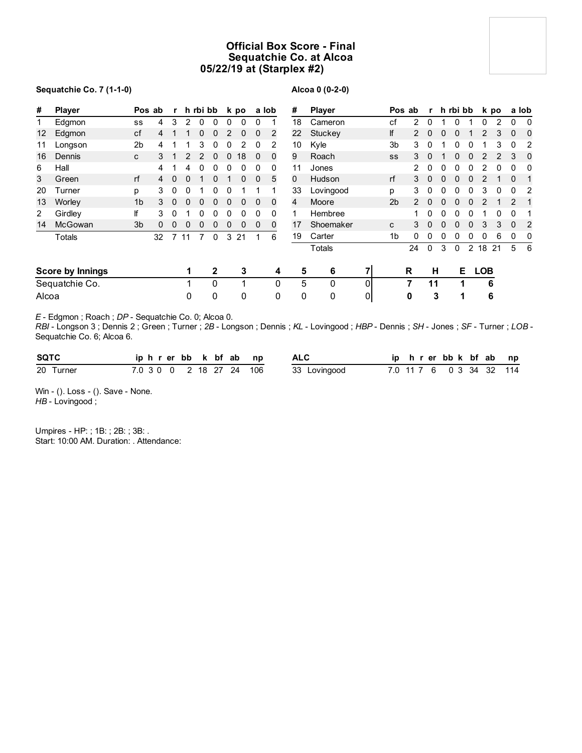# Official Box Score - Final
## Sequatchie Co. at Alcoa
## 05/22/19 at (Starplex #2)

**Sequatchie Co. 7 (1-1-0)**

| # | Player | Pos | ab | r | h | rbi | bb | k | po | a | lob |
|---|---|---|---|---|---|---|---|---|---|---|---|
| 1 | Edgmon | ss | 4 | 3 | 2 | 0 | 0 | 0 | 0 | 0 | 1 |
| 12 | Edgmon | cf | 4 | 1 | 1 | 0 | 0 | 2 | 0 | 0 | 2 |
| 11 | Longson | 2b | 4 | 1 | 1 | 3 | 0 | 0 | 2 | 0 | 2 |
| 16 | Dennis | c | 3 | 1 | 2 | 2 | 0 | 0 | 18 | 0 | 0 |
| 6 | Hall | | 4 | 1 | 4 | 0 | 0 | 0 | 0 | 0 | 0 |
| 3 | Green | rf | 4 | 0 | 0 | 1 | 0 | 1 | 0 | 0 | 5 |
| 20 | Turner | p | 3 | 0 | 0 | 1 | 0 | 0 | 1 | 1 | 1 |
| 13 | Worley | 1b | 3 | 0 | 0 | 0 | 0 | 0 | 0 | 0 | 0 |
| 2 | Girdley | lf | 3 | 0 | 1 | 0 | 0 | 0 | 0 | 0 | 0 |
| 14 | McGowan | 3b | 0 | 0 | 0 | 0 | 0 | 0 | 0 | 0 | 0 |
| | Totals | | 32 | 7 | 11 | 7 | 0 | 3 | 21 | 1 | 6 |

**Alcoa 0 (0-2-0)**

| # | Player | Pos | ab | r | h | rbi | bb | k | po | a | lob |
|---|---|---|---|---|---|---|---|---|---|---|---|
| 18 | Cameron | cf | 2 | 0 | 1 | 0 | 1 | 0 | 2 | 0 | 0 |
| 22 | Stuckey | lf | 2 | 0 | 0 | 0 | 1 | 2 | 3 | 0 | 0 |
| 10 | Kyle | 3b | 3 | 0 | 1 | 0 | 0 | 1 | 3 | 0 | 2 |
| 9 | Roach | ss | 3 | 0 | 1 | 0 | 0 | 2 | 2 | 3 | 0 |
| 11 | Jones | | 2 | 0 | 0 | 0 | 0 | 2 | 0 | 0 | 0 |
| 0 | Hudson | rf | 3 | 0 | 0 | 0 | 0 | 2 | 1 | 0 | 1 |
| 33 | Lovingood | p | 3 | 0 | 0 | 0 | 0 | 3 | 0 | 0 | 2 |
| 4 | Moore | 2b | 2 | 0 | 0 | 0 | 0 | 2 | 1 | 2 | 1 |
| 1 | Hembree | | 1 | 0 | 0 | 0 | 0 | 1 | 0 | 0 | 1 |
| 17 | Shoemaker | c | 3 | 0 | 0 | 0 | 0 | 3 | 3 | 0 | 2 |
| 19 | Carter | 1b | 0 | 0 | 0 | 0 | 0 | 0 | 6 | 0 | 0 |
| | Totals | | 24 | 0 | 3 | 0 | 2 | 18 | 21 | 5 | 6 |

| Score by Innings | 1 | 2 | 3 | 4 | 5 | 6 | 7 | R | H | E | LOB |
|---|---|---|---|---|---|---|---|---|---|---|---|
| Sequatchie Co. | 1 | 0 | 1 | 0 | 5 | 0 | 0 | 7 | 11 | 1 | 6 |
| Alcoa | 0 | 0 | 0 | 0 | 0 | 0 | 0 | 0 | 3 | 1 | 6 |

*E* - Edgmon ; Roach ; *DP* - Sequatchie Co. 0; Alcoa 0.
*RBI* - Longson 3 ; Dennis 2 ; Green ; Turner ; *2B* - Longson ; Dennis ; *KL* - Lovingood ; *HBP* - Dennis ; *SH* - Jones ; *SF* - Turner ; *LOB* - Sequatchie Co. 6; Alcoa 6.

| SQTC | ip | h | r | er | bb | k | bf | ab | np |
|---|---|---|---|---|---|---|---|---|---|
| 20 Turner | 7.0 | 3 | 0 | 0 | 2 | 18 | 27 | 24 | 106 |

| ALC | ip | h | r | er | bb | k | bf | ab | np |
|---|---|---|---|---|---|---|---|---|---|
| 33 Lovingood | 7.0 | 11 | 7 | 6 | 0 | 3 | 34 | 32 | 114 |

Win - (). Loss - (). Save - None.
*HB* - Lovingood ;

Umpires - HP: ; 1B: ; 2B: ; 3B: .
Start: 10:00 AM. Duration: . Attendance: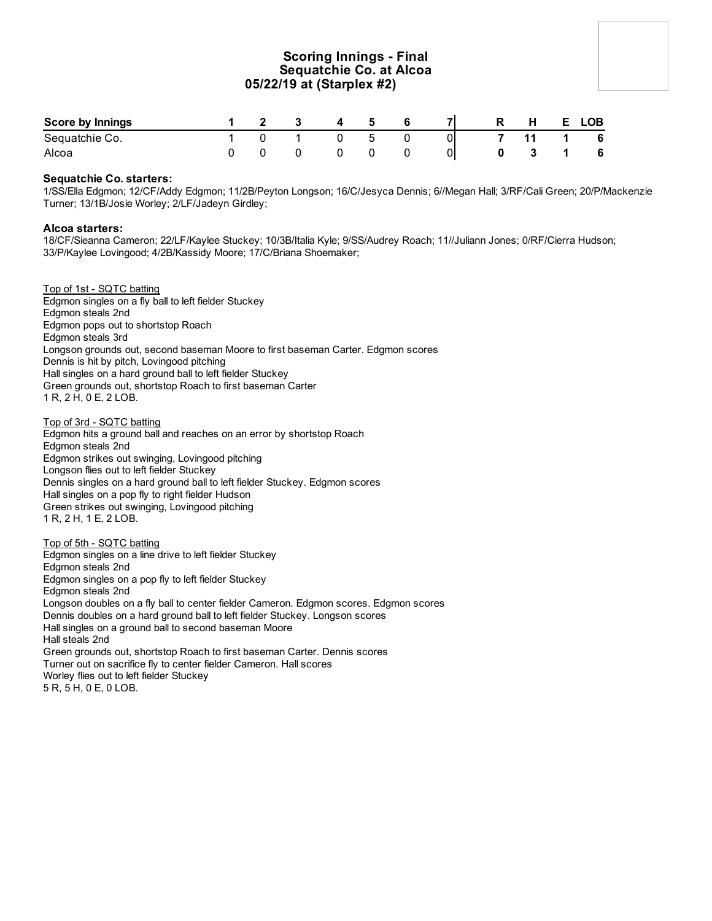# Scoring Innings - Final
## Sequatchie Co. at Alcoa
### 05/22/19 at (Starplex #2)

| Score by Innings | 1 | 2 | 3 | 4 | 5 | 6 | 7 | R | H | E | LOB |
|---|---|---|---|---|---|---|---|---|---|---|---|
| Sequatchie Co. | 1 | 0 | 1 | 0 | 5 | 0 | 0 | **7** | **11** | **1** | **6** |
| Alcoa | 0 | 0 | 0 | 0 | 0 | 0 | 0 | **0** | **3** | **1** | **6** |

**Sequatchie Co. starters:**
1/SS/Ella Edgmon; 12/CF/Addy Edgmon; 11/2B/Peyton Longson; 16/C/Jesyca Dennis; 6//Megan Hall; 3/RF/Cali Green; 20/P/Mackenzie Turner; 13/1B/Josie Worley; 2/LF/Jadeyn Girdley;

**Alcoa starters:**
18/CF/Sieanna Cameron; 22/LF/Kaylee Stuckey; 10/3B/Italia Kyle; 9/SS/Audrey Roach; 11//Juliann Jones; 0/RF/Cierra Hudson; 33/P/Kaylee Lovingood; 4/2B/Kassidy Moore; 17/C/Briana Shoemaker;

Top of 1st - SQTC batting
Edgmon singles on a fly ball to left fielder Stuckey
Edgmon steals 2nd
Edgmon pops out to shortstop Roach
Edgmon steals 3rd
Longson grounds out, second baseman Moore to first baseman Carter. Edgmon scores
Dennis is hit by pitch, Lovingood pitching
Hall singles on a hard ground ball to left fielder Stuckey
Green grounds out, shortstop Roach to first baseman Carter
1 R, 2 H, 0 E, 2 LOB.

Top of 3rd - SQTC batting
Edgmon hits a ground ball and reaches on an error by shortstop Roach
Edgmon steals 2nd
Edgmon strikes out swinging, Lovingood pitching
Longson flies out to left fielder Stuckey
Dennis singles on a hard ground ball to left fielder Stuckey. Edgmon scores
Hall singles on a pop fly to right fielder Hudson
Green strikes out swinging, Lovingood pitching
1 R, 2 H, 1 E, 2 LOB.

Top of 5th - SQTC batting
Edgmon singles on a line drive to left fielder Stuckey
Edgmon steals 2nd
Edgmon singles on a pop fly to left fielder Stuckey
Edgmon steals 2nd
Longson doubles on a fly ball to center fielder Cameron. Edgmon scores. Edgmon scores
Dennis doubles on a hard ground ball to left fielder Stuckey. Longson scores
Hall singles on a ground ball to second baseman Moore
Hall steals 2nd
Green grounds out, shortstop Roach to first baseman Carter. Dennis scores
Turner out on sacrifice fly to center fielder Cameron. Hall scores
Worley flies out to left fielder Stuckey
5 R, 5 H, 0 E, 0 LOB.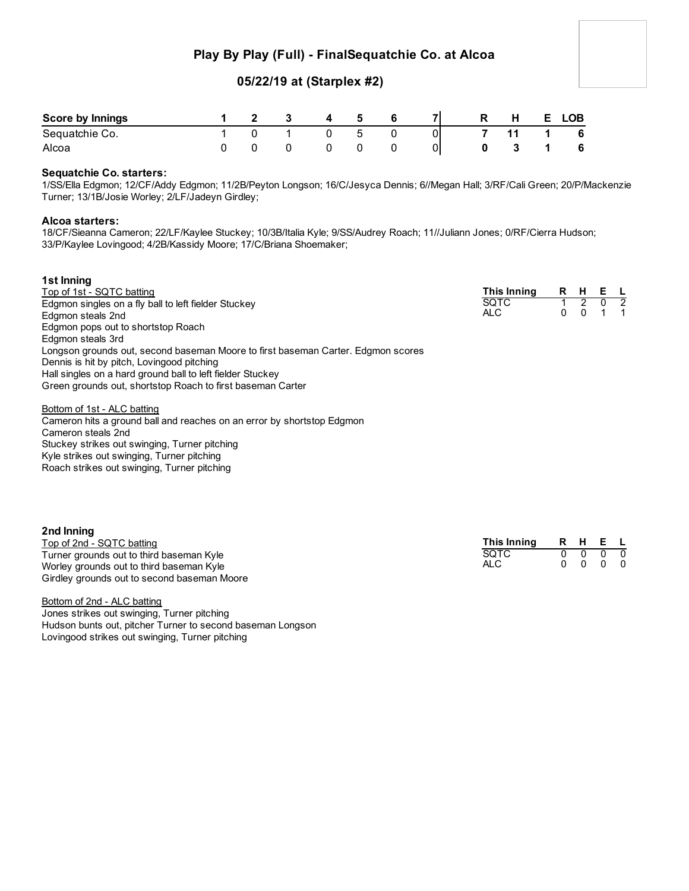# Play By Play (Full) - FinalSequatchie Co. at Alcoa

## 05/22/19 at (Starplex #2)

| Score by Innings | 1 | 2 | 3 | 4 | 5 | 6 | 7 | R | H | E | LOB |
|---|---|---|---|---|---|---|---|---|---|---|---|
| Sequatchie Co. | 1 | 0 | 1 | 0 | 5 | 0 | 0 | 7 | 11 | 1 | 6 |
| Alcoa | 0 | 0 | 0 | 0 | 0 | 0 | 0 | 0 | 3 | 1 | 6 |

**Sequatchie Co. starters:**
1/SS/Ella Edgmon; 12/CF/Addy Edgmon; 11/2B/Peyton Longson; 16/C/Jesyca Dennis; 6//Megan Hall; 3/RF/Cali Green; 20/P/Mackenzie Turner; 13/1B/Josie Worley; 2/LF/Jadeyn Girdley;

**Alcoa starters:**
18/CF/Sieanna Cameron; 22/LF/Kaylee Stuckey; 10/3B/Italia Kyle; 9/SS/Audrey Roach; 11//Juliann Jones; 0/RF/Cierra Hudson; 33/P/Kaylee Lovingood; 4/2B/Kassidy Moore; 17/C/Briana Shoemaker;

### 1st Inning

| This Inning | R | H | E | L |
|---|---|---|---|---|
| SQTC | 1 | 2 | 0 | 2 |
| ALC | 0 | 0 | 1 | 1 |

Top of 1st - SQTC batting
Edgmon singles on a fly ball to left fielder Stuckey
Edgmon steals 2nd
Edgmon pops out to shortstop Roach
Edgmon steals 3rd
Longson grounds out, second baseman Moore to first baseman Carter. Edgmon scores
Dennis is hit by pitch, Lovingood pitching
Hall singles on a hard ground ball to left fielder Stuckey
Green grounds out, shortstop Roach to first baseman Carter

Bottom of 1st - ALC batting
Cameron hits a ground ball and reaches on an error by shortstop Edgmon
Cameron steals 2nd
Stuckey strikes out swinging, Turner pitching
Kyle strikes out swinging, Turner pitching
Roach strikes out swinging, Turner pitching

### 2nd Inning

| This Inning | R | H | E | L |
|---|---|---|---|---|
| SQTC | 0 | 0 | 0 | 0 |
| ALC | 0 | 0 | 0 | 0 |

Top of 2nd - SQTC batting
Turner grounds out to third baseman Kyle
Worley grounds out to third baseman Kyle
Girdley grounds out to second baseman Moore

Bottom of 2nd - ALC batting
Jones strikes out swinging, Turner pitching
Hudson bunts out, pitcher Turner to second baseman Longson
Lovingood strikes out swinging, Turner pitching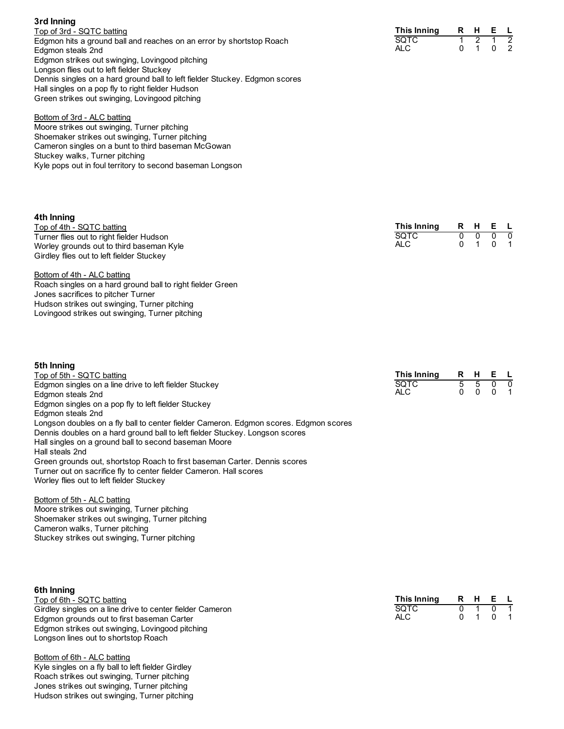### 3rd Inning

Top of 3rd - SQTC batting

Edgmon hits a ground ball and reaches on an error by shortstop Roach
Edgmon steals 2nd
Edgmon strikes out swinging, Lovingood pitching
Longson flies out to left fielder Stuckey
Dennis singles on a hard ground ball to left fielder Stuckey. Edgmon scores
Hall singles on a pop fly to right fielder Hudson
Green strikes out swinging, Lovingood pitching

Bottom of 3rd - ALC batting

Moore strikes out swinging, Turner pitching
Shoemaker strikes out swinging, Turner pitching
Cameron singles on a bunt to third baseman McGowan
Stuckey walks, Turner pitching
Kyle pops out in foul territory to second baseman Longson

| This Inning | R | H | E | L |
|---|---|---|---|---|
| SQTC | 1 | 2 | 1 | 2 |
| ALC | 0 | 1 | 0 | 2 |

### 4th Inning

Top of 4th - SQTC batting

Turner flies out to right fielder Hudson
Worley grounds out to third baseman Kyle
Girdley flies out to left fielder Stuckey

Bottom of 4th - ALC batting

Roach singles on a hard ground ball to right fielder Green
Jones sacrifices to pitcher Turner
Hudson strikes out swinging, Turner pitching
Lovingood strikes out swinging, Turner pitching

| This Inning | R | H | E | L |
|---|---|---|---|---|
| SQTC | 0 | 0 | 0 | 0 |
| ALC | 0 | 1 | 0 | 1 |

### 5th Inning

Top of 5th - SQTC batting

Edgmon singles on a line drive to left fielder Stuckey
Edgmon steals 2nd
Edgmon singles on a pop fly to left fielder Stuckey
Edgmon steals 2nd
Longson doubles on a fly ball to center fielder Cameron. Edgmon scores. Edgmon scores
Dennis doubles on a hard ground ball to left fielder Stuckey. Longson scores
Hall singles on a ground ball to second baseman Moore
Hall steals 2nd
Green grounds out, shortstop Roach to first baseman Carter. Dennis scores
Turner out on sacrifice fly to center fielder Cameron. Hall scores
Worley flies out to left fielder Stuckey

Bottom of 5th - ALC batting

Moore strikes out swinging, Turner pitching
Shoemaker strikes out swinging, Turner pitching
Cameron walks, Turner pitching
Stuckey strikes out swinging, Turner pitching

| This Inning | R | H | E | L |
|---|---|---|---|---|
| SQTC | 5 | 5 | 0 | 0 |
| ALC | 0 | 0 | 0 | 1 |

### 6th Inning

Top of 6th - SQTC batting

Girdley singles on a line drive to center fielder Cameron
Edgmon grounds out to first baseman Carter
Edgmon strikes out swinging, Lovingood pitching
Longson lines out to shortstop Roach

Bottom of 6th - ALC batting

Kyle singles on a fly ball to left fielder Girdley
Roach strikes out swinging, Turner pitching
Jones strikes out swinging, Turner pitching
Hudson strikes out swinging, Turner pitching

| This Inning | R | H | E | L |
|---|---|---|---|---|
| SQTC | 0 | 1 | 0 | 1 |
| ALC | 0 | 1 | 0 | 1 |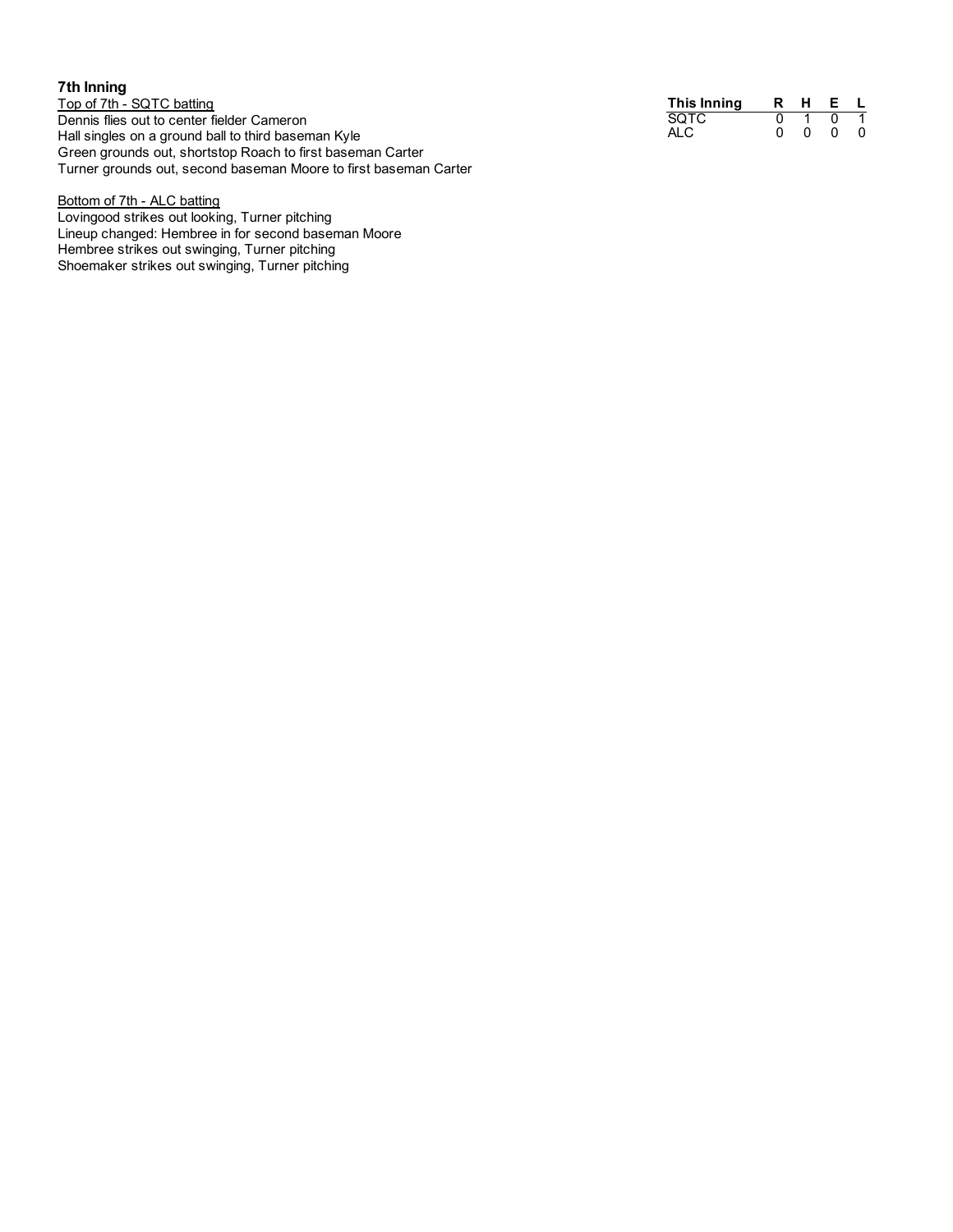## 7th Inning

Top of 7th - SQTC batting

Dennis flies out to center fielder Cameron
Hall singles on a ground ball to third baseman Kyle
Green grounds out, shortstop Roach to first baseman Carter
Turner grounds out, second baseman Moore to first baseman Carter

| This Inning | R | H | E | L |
|---|---|---|---|---|
| SQTC | 0 | 1 | 0 | 1 |
| ALC | 0 | 0 | 0 | 0 |

Bottom of 7th - ALC batting

Lovingood strikes out looking, Turner pitching
Lineup changed: Hembree in for second baseman Moore
Hembree strikes out swinging, Turner pitching
Shoemaker strikes out swinging, Turner pitching